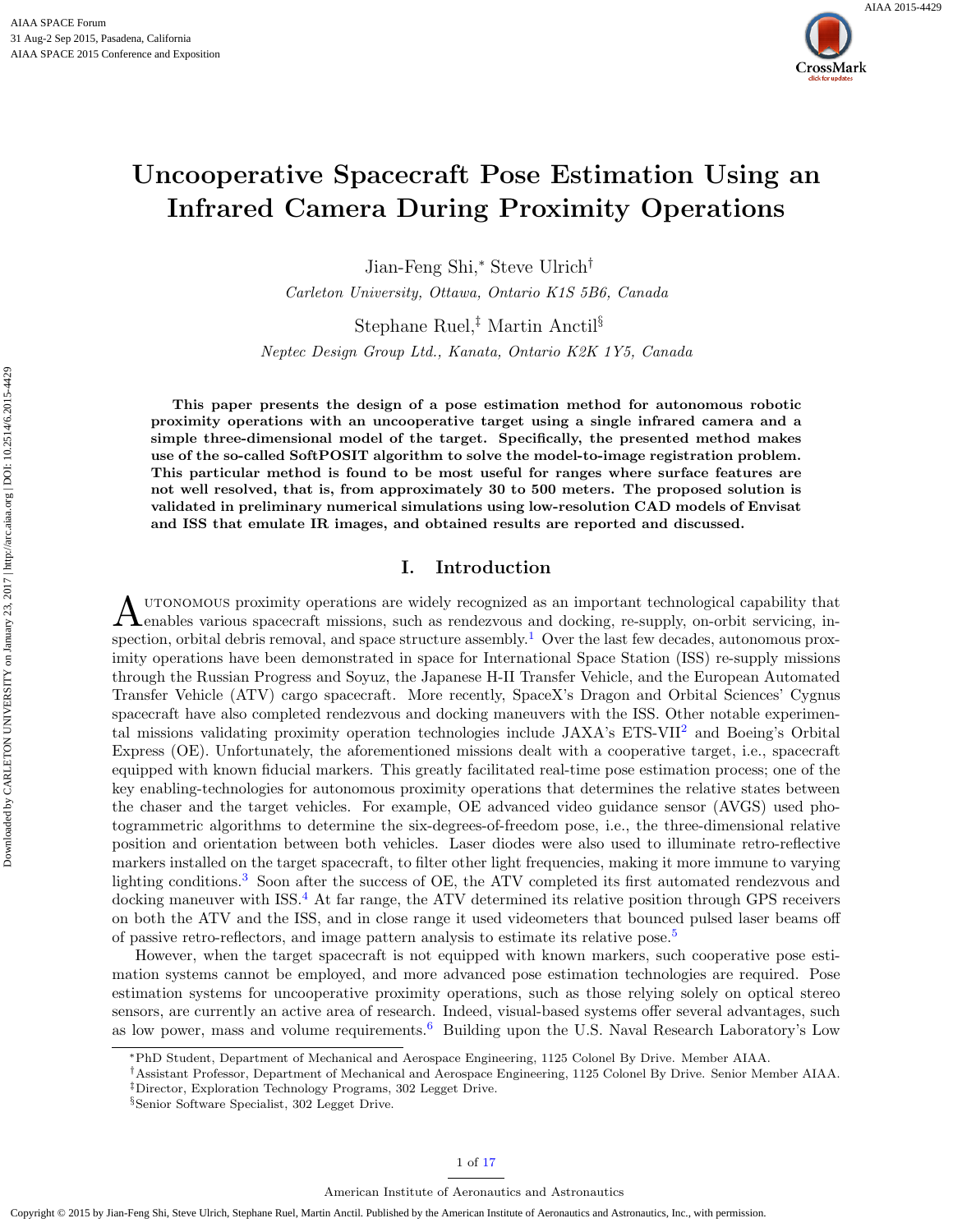# Uncooperative Spacecraft Pose Estimation Using an Infrared Camera During Proximity Operations

Jian-Feng Shi,[*] Steve Ulrich[†]

*Carleton University, Ottawa, Ontario K1S 5B6, Canada*

Stephane Ruel,[‡] Martin Anctil[§]

*Neptec Design Group Ltd., Kanata, Ontario K2K 1Y5, Canada*

**This paper presents the design of a pose estimation method for autonomous robotic proximity operations with an uncooperative target using a single infrared camera and a simple three-dimensional model of the target. Specifically, the presented method makes use of the so-called SoftPOSIT algorithm to solve the model-to-image registration problem. This particular method is found to be most useful for ranges where surface features are not well resolved, that is, from approximately 30 to 500 meters. The proposed solution is validated in preliminary numerical simulations using low-resolution CAD models of Envisat and ISS that emulate IR images, and obtained results are reported and discussed.**

## I. Introduction

Autonomous proximity operations are widely recognized as an important technological capability that enables various spacecraft missions, such as rendezvous and docking, re-supply, on-orbit servicing, inspection, orbital debris removal, and space structure assembly.[1] Over the last few decades, autonomous proximity operations have been demonstrated in space for International Space Station (ISS) re-supply missions through the Russian Progress and Soyuz, the Japanese H-II Transfer Vehicle, and the European Automated Transfer Vehicle (ATV) cargo spacecraft. More recently, SpaceX's Dragon and Orbital Sciences' Cygnus spacecraft have also completed rendezvous and docking maneuvers with the ISS. Other notable experimental missions validating proximity operation technologies include JAXA's ETS-VII[2] and Boeing's Orbital Express (OE). Unfortunately, the aforementioned missions dealt with a cooperative target, i.e., spacecraft equipped with known fiducial markers. This greatly facilitated real-time pose estimation process; one of the key enabling-technologies for autonomous proximity operations that determines the relative states between the chaser and the target vehicles. For example, OE advanced video guidance sensor (AVGS) used photogrammetric algorithms to determine the six-degrees-of-freedom pose, i.e., the three-dimensional relative position and orientation between both vehicles. Laser diodes were also used to illuminate retro-reflective markers installed on the target spacecraft, to filter other light frequencies, making it more immune to varying lighting conditions.[3] Soon after the success of OE, the ATV completed its first automated rendezvous and docking maneuver with ISS.[4] At far range, the ATV determined its relative position through GPS receivers on both the ATV and the ISS, and in close range it used videometers that bounced pulsed laser beams off of passive retro-reflectors, and image pattern analysis to estimate its relative pose.[5]

However, when the target spacecraft is not equipped with known markers, such cooperative pose estimation systems cannot be employed, and more advanced pose estimation technologies are required. Pose estimation systems for uncooperative proximity operations, such as those relying solely on optical stereo sensors, are currently an active area of research. Indeed, visual-based systems offer several advantages, such as low power, mass and volume requirements.[6] Building upon the U.S. Naval Research Laboratory's Low

[*] PhD Student, Department of Mechanical and Aerospace Engineering, 1125 Colonel By Drive. Member AIAA.
[†] Assistant Professor, Department of Mechanical and Aerospace Engineering, 1125 Colonel By Drive. Senior Member AIAA.
[‡] Director, Exploration Technology Programs, 302 Legget Drive.
[§] Senior Software Specialist, 302 Legget Drive.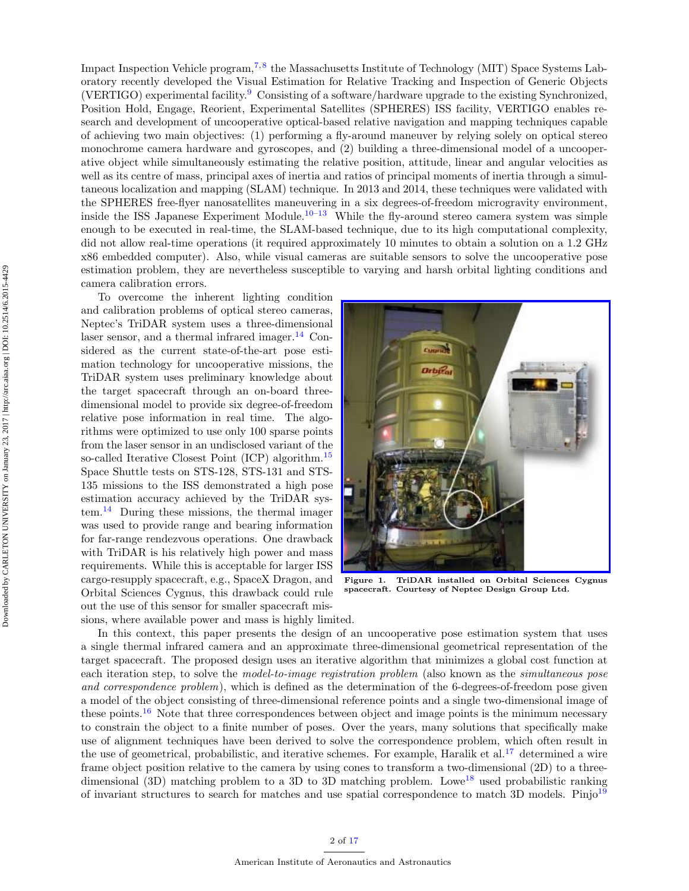Impact Inspection Vehicle program,[7,8] the Massachusetts Institute of Technology (MIT) Space Systems Laboratory recently developed the Visual Estimation for Relative Tracking and Inspection of Generic Objects (VERTIGO) experimental facility.[9] Consisting of a software/hardware upgrade to the existing Synchronized, Position Hold, Engage, Reorient, Experimental Satellites (SPHERES) ISS facility, VERTIGO enables research and development of uncooperative optical-based relative navigation and mapping techniques capable of achieving two main objectives: (1) performing a fly-around maneuver by relying solely on optical stereo monochrome camera hardware and gyroscopes, and (2) building a three-dimensional model of a uncooperative object while simultaneously estimating the relative position, attitude, linear and angular velocities as well as its centre of mass, principal axes of inertia and ratios of principal moments of inertia through a simultaneous localization and mapping (SLAM) technique. In 2013 and 2014, these techniques were validated with the SPHERES free-flyer nanosatellites maneuvering in a six degrees-of-freedom microgravity environment, inside the ISS Japanese Experiment Module.[10–13] While the fly-around stereo camera system was simple enough to be executed in real-time, the SLAM-based technique, due to its high computational complexity, did not allow real-time operations (it required approximately 10 minutes to obtain a solution on a 1.2 GHz x86 embedded computer). Also, while visual cameras are suitable sensors to solve the uncooperative pose estimation problem, they are nevertheless susceptible to varying and harsh orbital lighting conditions and camera calibration errors.

To overcome the inherent lighting condition and calibration problems of optical stereo cameras, Neptec's TriDAR system uses a three-dimensional laser sensor, and a thermal infrared imager.[14] Considered as the current state-of-the-art pose estimation technology for uncooperative missions, the TriDAR system uses preliminary knowledge about the target spacecraft through an on-board three-dimensional model to provide six degree-of-freedom relative pose information in real time. The algorithms were optimized to use only 100 sparse points from the laser sensor in an undisclosed variant of the so-called Iterative Closest Point (ICP) algorithm.[15] Space Shuttle tests on STS-128, STS-131 and STS-135 missions to the ISS demonstrated a high pose estimation accuracy achieved by the TriDAR system.[14] During these missions, the thermal imager was used to provide range and bearing information for far-range rendezvous operations. One drawback with TriDAR is his relatively high power and mass requirements. While this is acceptable for larger ISS cargo-resupply spacecraft, e.g., SpaceX Dragon, and Orbital Sciences Cygnus, this drawback could rule out the use of this sensor for smaller spacecraft missions, where available power and mass is highly limited.

**Figure 1. TriDAR installed on Orbital Sciences Cygnus spacecraft. Courtesy of Neptec Design Group Ltd.**

In this context, this paper presents the design of an uncooperative pose estimation system that uses a single thermal infrared camera and an approximate three-dimensional geometrical representation of the target spacecraft. The proposed design uses an iterative algorithm that minimizes a global cost function at each iteration step, to solve the *model-to-image registration problem* (also known as the *simultaneous pose and correspondence problem*), which is defined as the determination of the 6-degrees-of-freedom pose given a model of the object consisting of three-dimensional reference points and a single two-dimensional image of these points.[16] Note that three correspondences between object and image points is the minimum necessary to constrain the object to a finite number of poses. Over the years, many solutions that specifically make use of alignment techniques have been derived to solve the correspondence problem, which often result in the use of geometrical, probabilistic, and iterative schemes. For example, Haralik et al.[17] determined a wire frame object position relative to the camera by using cones to transform a two-dimensional (2D) to a three-dimensional (3D) matching problem to a 3D to 3D matching problem. Lowe[18] used probabilistic ranking of invariant structures to search for matches and use spatial correspondence to match 3D models. Pinjo[19]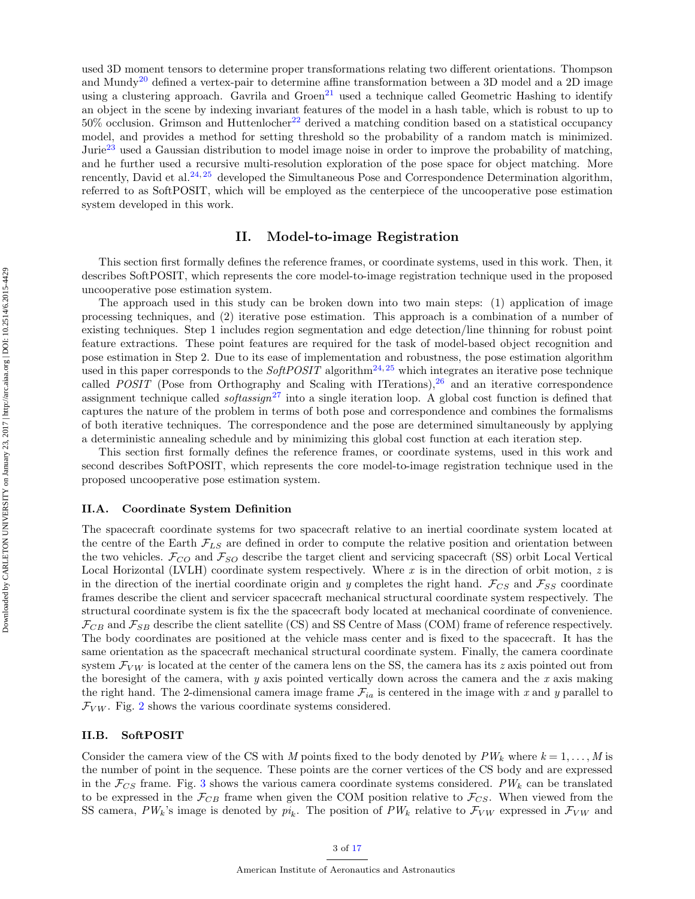used 3D moment tensors to determine proper transformations relating two different orientations. Thompson and Mundy[20] defined a vertex-pair to determine affine transformation between a 3D model and a 2D image using a clustering approach. Gavrila and Groen[21] used a technique called Geometric Hashing to identify an object in the scene by indexing invariant features of the model in a hash table, which is robust to up to 50% occlusion. Grimson and Huttenlocher[22] derived a matching condition based on a statistical occupancy model, and provides a method for setting threshold so the probability of a random match is minimized. Jurie[23] used a Gaussian distribution to model image noise in order to improve the probability of matching, and he further used a recursive multi-resolution exploration of the pose space for object matching. More rencently, David et al.[24,25] developed the Simultaneous Pose and Correspondence Determination algorithm, referred to as SoftPOSIT, which will be employed as the centerpiece of the uncooperative pose estimation system developed in this work.

## II. Model-to-image Registration

This section first formally defines the reference frames, or coordinate systems, used in this work. Then, it describes SoftPOSIT, which represents the core model-to-image registration technique used in the proposed uncooperative pose estimation system.

The approach used in this study can be broken down into two main steps: (1) application of image processing techniques, and (2) iterative pose estimation. This approach is a combination of a number of existing techniques. Step 1 includes region segmentation and edge detection/line thinning for robust point feature extractions. These point features are required for the task of model-based object recognition and pose estimation in Step 2. Due to its ease of implementation and robustness, the pose estimation algorithm used in this paper corresponds to the *SoftPOSIT* algorithm[24,25] which integrates an iterative pose technique called *POSIT* (Pose from Orthography and Scaling with ITerations),[26] and an iterative correspondence assignment technique called *softassign*[27] into a single iteration loop. A global cost function is defined that captures the nature of the problem in terms of both pose and correspondence and combines the formalisms of both iterative techniques. The correspondence and the pose are determined simultaneously by applying a deterministic annealing schedule and by minimizing this global cost function at each iteration step.

This section first formally defines the reference frames, or coordinate systems, used in this work and second describes SoftPOSIT, which represents the core model-to-image registration technique used in the proposed uncooperative pose estimation system.

### II.A. Coordinate System Definition

The spacecraft coordinate systems for two spacecraft relative to an inertial coordinate system located at the centre of the Earth $\mathcal{F}_{LS}$ are defined in order to compute the relative position and orientation between the two vehicles. $\mathcal{F}_{CO}$ and $\mathcal{F}_{SO}$ describe the target client and servicing spacecraft (SS) orbit Local Vertical Local Horizontal (LVLH) coordinate system respectively. Where $x$ is in the direction of orbit motion, $z$ is in the direction of the inertial coordinate origin and $y$ completes the right hand. $\mathcal{F}_{CS}$ and $\mathcal{F}_{SS}$ coordinate frames describe the client and servicer spacecraft mechanical structural coordinate system respectively. The structural coordinate system is fix the the spacecraft body located at mechanical coordinate of convenience. $\mathcal{F}_{CB}$ and $\mathcal{F}_{SB}$ describe the client satellite (CS) and SS Centre of Mass (COM) frame of reference respectively. The body coordinates are positioned at the vehicle mass center and is fixed to the spacecraft. It has the same orientation as the spacecraft mechanical structural coordinate system. Finally, the camera coordinate system $\mathcal{F}_{VW}$ is located at the center of the camera lens on the SS, the camera has its $z$ axis pointed out from the boresight of the camera, with $y$ axis pointed vertically down across the camera and the $x$ axis making the right hand. The 2-dimensional camera image frame $\mathcal{F}_{ia}$ is centered in the image with $x$ and $y$ parallel to $\mathcal{F}_{VW}$. Fig. 2 shows the various coordinate systems considered.

### II.B. SoftPOSIT

Consider the camera view of the CS with $M$ points fixed to the body denoted by $PW_k$ where $k = 1, \ldots, M$ is the number of point in the sequence. These points are the corner vertices of the CS body and are expressed in the $\mathcal{F}_{CS}$ frame. Fig. 3 shows the various camera coordinate systems considered. $PW_k$ can be translated to be expressed in the $\mathcal{F}_{CB}$ frame when given the COM position relative to $\mathcal{F}_{CS}$. When viewed from the SS camera, $PW_k$'s image is denoted by $pi_k$. The position of $PW_k$ relative to $\mathcal{F}_{VW}$ expressed in $\mathcal{F}_{VW}$ and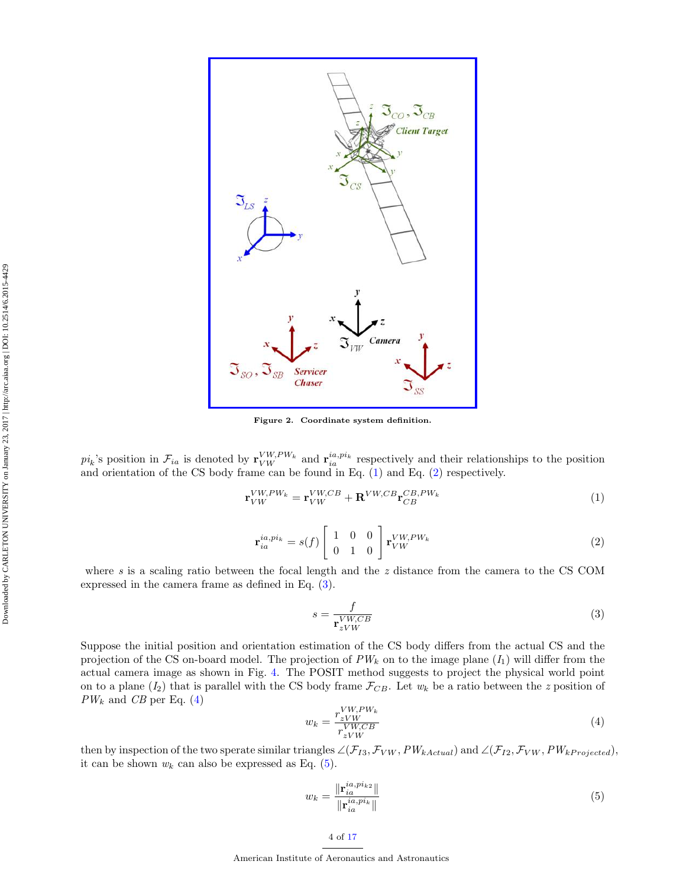Figure 2. Coordinate system definition.

$pi_k$'s position in $\mathcal{F}_{ia}$ is denoted by $\mathbf{r}_{VW}^{VW,PW_k}$ and $\mathbf{r}_{ia}^{ia,pi_k}$ respectively and their relationships to the position and orientation of the CS body frame can be found in Eq. (1) and Eq. (2) respectively.

$$\mathbf{r}_{VW}^{VW,PW_k} = \mathbf{r}_{VW}^{VW,CB} + \mathbf{R}^{VW,CB}\mathbf{r}_{CB}^{CB,PW_k} \tag{1}$$

$$\mathbf{r}_{ia}^{ia,pi_k} = s(f)\begin{bmatrix} 1 & 0 & 0 \\ 0 & 1 & 0 \end{bmatrix}\mathbf{r}_{VW}^{VW,PW_k} \tag{2}$$

where $s$ is a scaling ratio between the focal length and the $z$ distance from the camera to the CS COM expressed in the camera frame as defined in Eq. (3).

$$s = \frac{f}{\mathbf{r}_{zVW}^{VW,CB}} \tag{3}$$

Suppose the initial position and orientation estimation of the CS body differs from the actual CS and the projection of the CS on-board model. The projection of $PW_k$ on to the image plane ($I_1$) will differ from the actual camera image as shown in Fig. 4. The POSIT method suggests to project the physical world point on to a plane ($I_2$) that is parallel with the CS body frame $\mathcal{F}_{CB}$. Let $w_k$ be a ratio between the $z$ position of $PW_k$ and $CB$ per Eq. (4)

$$w_k = \frac{r_{zVW}^{VW,PW_k}}{r_{zVW}^{VW,CB}} \tag{4}$$

then by inspection of the two sperate similar triangles $\angle(\mathcal{F}_{I3}, \mathcal{F}_{VW}, PW_{kActual})$ and $\angle(\mathcal{F}_{I2}, \mathcal{F}_{VW}, PW_{kProjected})$, it can be shown $w_k$ can also be expressed as Eq. (5).

$$w_k = \frac{\|\mathbf{r}_{ia}^{ia,pi_{k2}}\|}{\|\mathbf{r}_{ia}^{ia,pi_k}\|} \tag{5}$$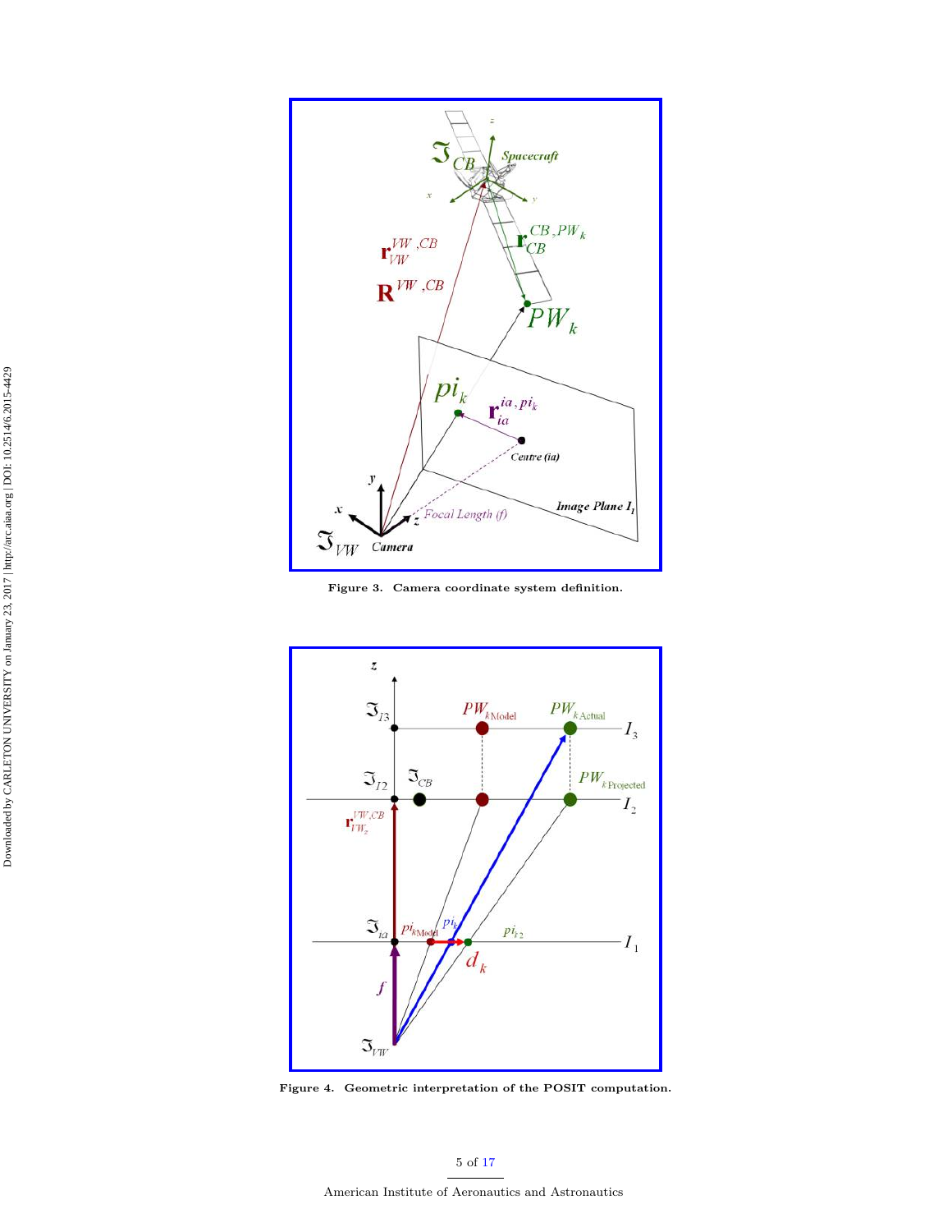Figure 3. Camera coordinate system definition.

Figure 4. Geometric interpretation of the POSIT computation.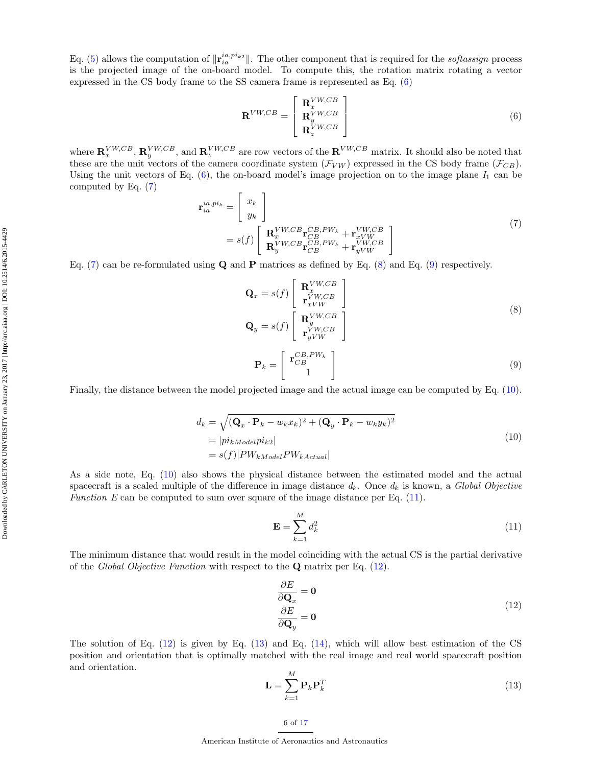Eq. (5) allows the computation of $\|\mathbf{r}_{ia}^{ia,pi_{k2}}\|$. The other component that is required for the *softassign* process is the projected image of the on-board model. To compute this, the rotation matrix rotating a vector expressed in the CS body frame to the SS camera frame is represented as Eq. (6)

$$
\mathbf{R}^{VW,CB} = \begin{bmatrix} \mathbf{R}_x^{VW,CB} \\ \mathbf{R}_y^{VW,CB} \\ \mathbf{R}_z^{VW,CB} \end{bmatrix} \tag{6}
$$

where $\mathbf{R}_x^{VW,CB}$, $\mathbf{R}_y^{VW,CB}$, and $\mathbf{R}_z^{VW,CB}$ are row vectors of the $\mathbf{R}^{VW,CB}$ matrix. It should also be noted that these are the unit vectors of the camera coordinate system ($\mathcal{F}_{VW}$) expressed in the CS body frame ($\mathcal{F}_{CB}$). Using the unit vectors of Eq. (6), the on-board model's image projection on to the image plane $I_1$ can be computed by Eq. (7)

$$
\begin{aligned}
\mathbf{r}_{ia}^{ia,pi_k} &= \begin{bmatrix} x_k \\ y_k \end{bmatrix} \\
&= s(f) \begin{bmatrix} \mathbf{R}_x^{VW,CB}\mathbf{r}_{CB}^{CB,PW_k} + \mathbf{r}_{xVW}^{VW,CB} \\ \mathbf{R}_y^{VW,CB}\mathbf{r}_{CB}^{CB,PW_k} + \mathbf{r}_{yVW}^{VW,CB} \end{bmatrix}
\end{aligned} \tag{7}
$$

Eq. (7) can be re-formulated using $\mathbf{Q}$ and $\mathbf{P}$ matrices as defined by Eq. (8) and Eq. (9) respectively.

$$
\begin{aligned}
\mathbf{Q}_x &= s(f) \begin{bmatrix} \mathbf{R}_x^{VW,CB} \\ \mathbf{r}_{xVW}^{VW,CB} \end{bmatrix} \\
\mathbf{Q}_y &= s(f) \begin{bmatrix} \mathbf{R}_y^{VW,CB} \\ \mathbf{r}_{yVW}^{VW,CB} \end{bmatrix}
\end{aligned} \tag{8}
$$

$$
\mathbf{P}_k = \begin{bmatrix} \mathbf{r}_{CB}^{CB,PW_k} \\ 1 \end{bmatrix} \tag{9}
$$

Finally, the distance between the model projected image and the actual image can be computed by Eq. (10).

$$
\begin{aligned}
d_k &= \sqrt{(\mathbf{Q}_x \cdot \mathbf{P}_k - w_k x_k)^2 + (\mathbf{Q}_y \cdot \mathbf{P}_k - w_k y_k)^2} \\
&= |pi_{kModel}pi_{k2}| \\
&= s(f)|PW_{kModel}PW_{kActual}|
\end{aligned} \tag{10}
$$

As a side note, Eq. (10) also shows the physical distance between the estimated model and the actual spacecraft is a scaled multiple of the difference in image distance $d_k$. Once $d_k$ is known, a *Global Objective Function E* can be computed to sum over square of the image distance per Eq. (11).

$$
\mathbf{E} = \sum_{k=1}^{M} d_k^2 \tag{11}
$$

The minimum distance that would result in the model coinciding with the actual CS is the partial derivative of the *Global Objective Function* with respect to the $\mathbf{Q}$ matrix per Eq. (12).

$$
\begin{aligned}
\frac{\partial E}{\partial \mathbf{Q}_x} &= \mathbf{0} \\
\frac{\partial E}{\partial \mathbf{Q}_y} &= \mathbf{0}
\end{aligned} \tag{12}
$$

The solution of Eq. (12) is given by Eq. (13) and Eq. (14), which will allow best estimation of the CS position and orientation that is optimally matched with the real image and real world spacecraft position and orientation.

$$
\mathbf{L} = \sum_{k=1}^{M} \mathbf{P}_k \mathbf{P}_k^T \tag{13}
$$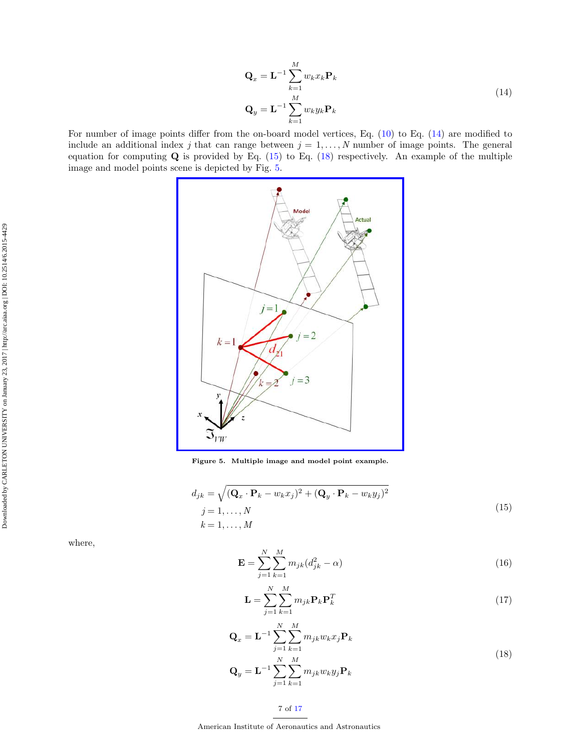$$
\begin{aligned}
\mathbf{Q}_x &= \mathbf{L}^{-1} \sum_{k=1}^{M} w_k x_k \mathbf{P}_k \\
\mathbf{Q}_y &= \mathbf{L}^{-1} \sum_{k=1}^{M} w_k y_k \mathbf{P}_k
\end{aligned}
\tag{14}
$$

For number of image points differ from the on-board model vertices, Eq. (10) to Eq. (14) are modified to include an additional index $j$ that can range between $j = 1, \ldots, N$ number of image points. The general equation for computing $\mathbf{Q}$ is provided by Eq. (15) to Eq. (18) respectively. An example of the multiple image and model points scene is depicted by Fig. 5.

**Figure 5. Multiple image and model point example.**

$$
\begin{aligned}
d_{jk} &= \sqrt{(\mathbf{Q}_x \cdot \mathbf{P}_k - w_k x_j)^2 + (\mathbf{Q}_y \cdot \mathbf{P}_k - w_k y_j)^2} \\
j &= 1, \ldots, N \\
k &= 1, \ldots, M
\end{aligned}
\tag{15}
$$

where,

$$
\mathbf{E} = \sum_{j=1}^{N} \sum_{k=1}^{M} m_{jk} (d_{jk}^2 - \alpha) \tag{16}
$$

$$
\mathbf{L} = \sum_{j=1}^{N} \sum_{k=1}^{M} m_{jk} \mathbf{P}_k \mathbf{P}_k^T \tag{17}
$$

$$
\begin{aligned}
\mathbf{Q}_x &= \mathbf{L}^{-1} \sum_{j=1}^{N} \sum_{k=1}^{M} m_{jk} w_k x_j \mathbf{P}_k \\
\mathbf{Q}_y &= \mathbf{L}^{-1} \sum_{j=1}^{N} \sum_{k=1}^{M} m_{jk} w_k y_j \mathbf{P}_k
\end{aligned}
\tag{18}
$$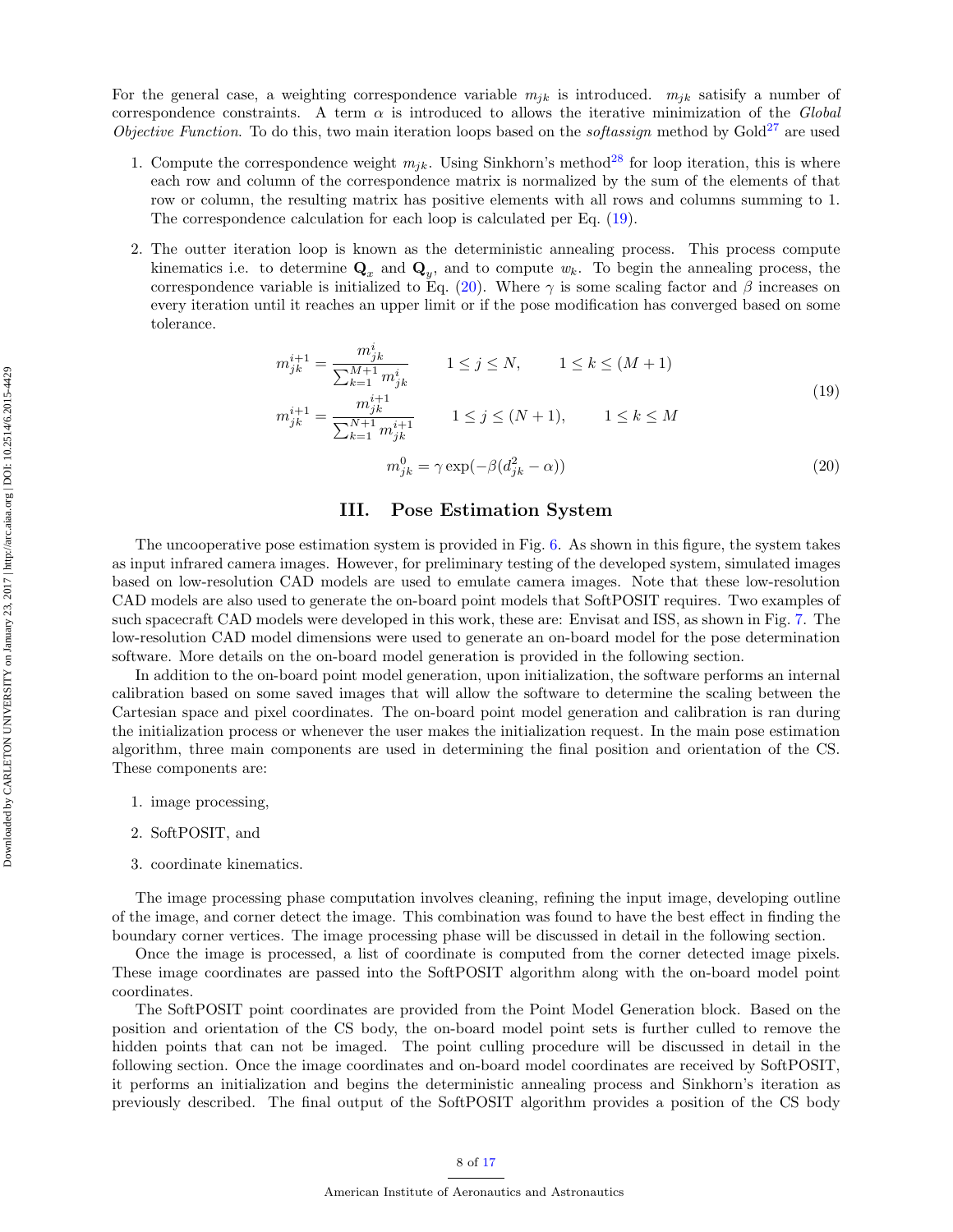For the general case, a weighting correspondence variable $m_{jk}$ is introduced. $m_{jk}$ satisify a number of correspondence constraints. A term $\alpha$ is introduced to allows the iterative minimization of the *Global Objective Function*. To do this, two main iteration loops based on the *softassign* method by Gold[27] are used

1. Compute the correspondence weight $m_{jk}$. Using Sinkhorn's method[28] for loop iteration, this is where each row and column of the correspondence matrix is normalized by the sum of the elements of that row or column, the resulting matrix has positive elements with all rows and columns summing to 1. The correspondence calculation for each loop is calculated per Eq. (19).

2. The outter iteration loop is known as the deterministic annealing process. This process compute kinematics i.e. to determine $\mathbf{Q}_x$ and $\mathbf{Q}_y$, and to compute $w_k$. To begin the annealing process, the correspondence variable is initialized to Eq. (20). Where $\gamma$ is some scaling factor and $\beta$ increases on every iteration until it reaches an upper limit or if the pose modification has converged based on some tolerance.

$$
\begin{aligned}
m_{jk}^{i+1} &= \frac{m_{jk}^{i}}{\sum_{k=1}^{M+1} m_{jk}^{i}} \qquad 1 \leq j \leq N, \qquad 1 \leq k \leq (M+1) \\
m_{jk}^{i+1} &= \frac{m_{jk}^{i+1}}{\sum_{k=1}^{N+1} m_{jk}^{i+1}} \qquad 1 \leq j \leq (N+1), \qquad 1 \leq k \leq M
\end{aligned}
\tag{19}
$$

$$
m_{jk}^{0} = \gamma \exp(-\beta(d_{jk}^2 - \alpha)) \tag{20}
$$

## III. Pose Estimation System

The uncooperative pose estimation system is provided in Fig. 6. As shown in this figure, the system takes as input infrared camera images. However, for preliminary testing of the developed system, simulated images based on low-resolution CAD models are used to emulate camera images. Note that these low-resolution CAD models are also used to generate the on-board point models that SoftPOSIT requires. Two examples of such spacecraft CAD models were developed in this work, these are: Envisat and ISS, as shown in Fig. 7. The low-resolution CAD model dimensions were used to generate an on-board model for the pose determination software. More details on the on-board model generation is provided in the following section.

In addition to the on-board point model generation, upon initialization, the software performs an internal calibration based on some saved images that will allow the software to determine the scaling between the Cartesian space and pixel coordinates. The on-board point model generation and calibration is ran during the initialization process or whenever the user makes the initialization request. In the main pose estimation algorithm, three main components are used in determining the final position and orientation of the CS. These components are:

1. image processing,
2. SoftPOSIT, and
3. coordinate kinematics.

The image processing phase computation involves cleaning, refining the input image, developing outline of the image, and corner detect the image. This combination was found to have the best effect in finding the boundary corner vertices. The image processing phase will be discussed in detail in the following section.

Once the image is processed, a list of coordinate is computed from the corner detected image pixels. These image coordinates are passed into the SoftPOSIT algorithm along with the on-board model point coordinates.

The SoftPOSIT point coordinates are provided from the Point Model Generation block. Based on the position and orientation of the CS body, the on-board model point sets is further culled to remove the hidden points that can not be imaged. The point culling procedure will be discussed in detail in the following section. Once the image coordinates and on-board model coordinates are received by SoftPOSIT, it performs an initialization and begins the deterministic annealing process and Sinkhorn's iteration as previously described. The final output of the SoftPOSIT algorithm provides a position of the CS body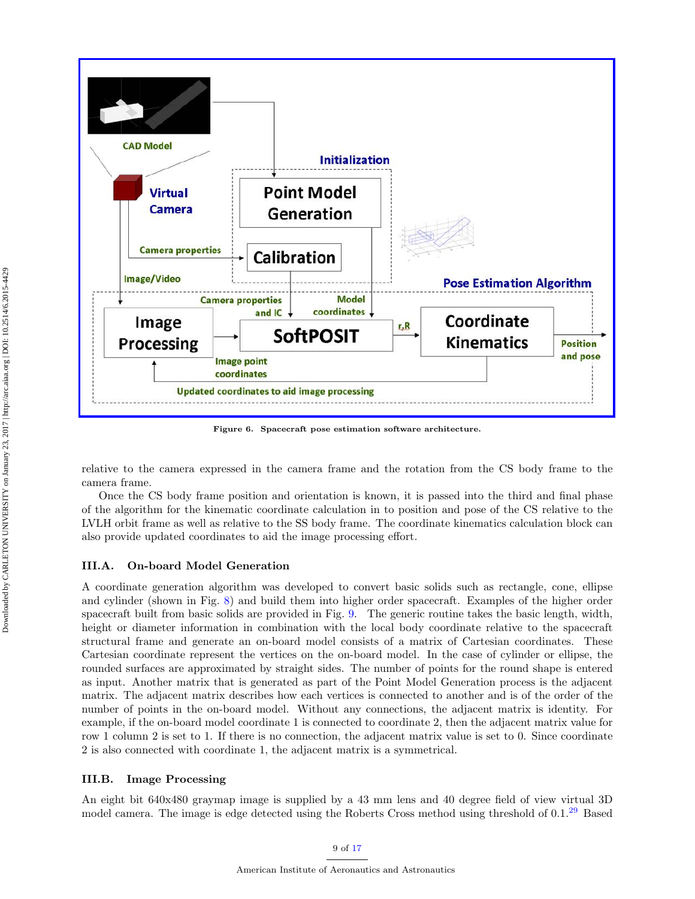Figure 6. Spacecraft pose estimation software architecture.

relative to the camera expressed in the camera frame and the rotation from the CS body frame to the camera frame.

Once the CS body frame position and orientation is known, it is passed into the third and final phase of the algorithm for the kinematic coordinate calculation in to position and pose of the CS relative to the LVLH orbit frame as well as relative to the SS body frame. The coordinate kinematics calculation block can also provide updated coordinates to aid the image processing effort.

### III.A. On-board Model Generation

A coordinate generation algorithm was developed to convert basic solids such as rectangle, cone, ellipse and cylinder (shown in Fig. 8) and build them into higher order spacecraft. Examples of the higher order spacecraft built from basic solids are provided in Fig. 9. The generic routine takes the basic length, width, height or diameter information in combination with the local body coordinate relative to the spacecraft structural frame and generate an on-board model. The on-board model consists of a matrix of Cartesian coordinates. These Cartesian coordinate represent the vertices on the on-board model. In the case of cylinder or ellipse, the rounded surfaces are approximated by straight sides. The number of points for the round shape is entered as input. Another matrix that is generated as part of the Point Model Generation process is the adjacent matrix. The adjacent matrix describes how each vertices is connected to another and is of the order of the number of points in the on-board model. Without any connections, the adjacent matrix is identity. For example, if the on-board model coordinate 1 is connected to coordinate 2, then the adjacent matrix value for row 1 column 2 is set to 1. If there is no connection, the adjacent matrix value is set to 0. Since coordinate 2 is also connected with coordinate 1, the adjacent matrix is a symmetrical.

### III.B. Image Processing

An eight bit 640x480 graymap image is supplied by a 43 mm lens and 40 degree field of view virtual 3D model camera. The image is edge detected using the Roberts Cross method using threshold of 0.1.[29] Based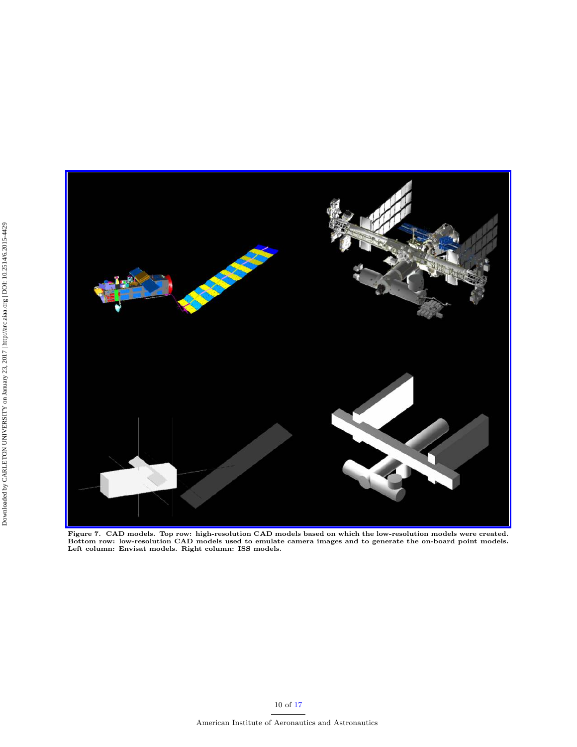Figure 7. CAD models. Top row: high-resolution CAD models based on which the low-resolution models were created. Bottom row: low-resolution CAD models used to emulate camera images and to generate the on-board point models. Left column: Envisat models. Right column: ISS models.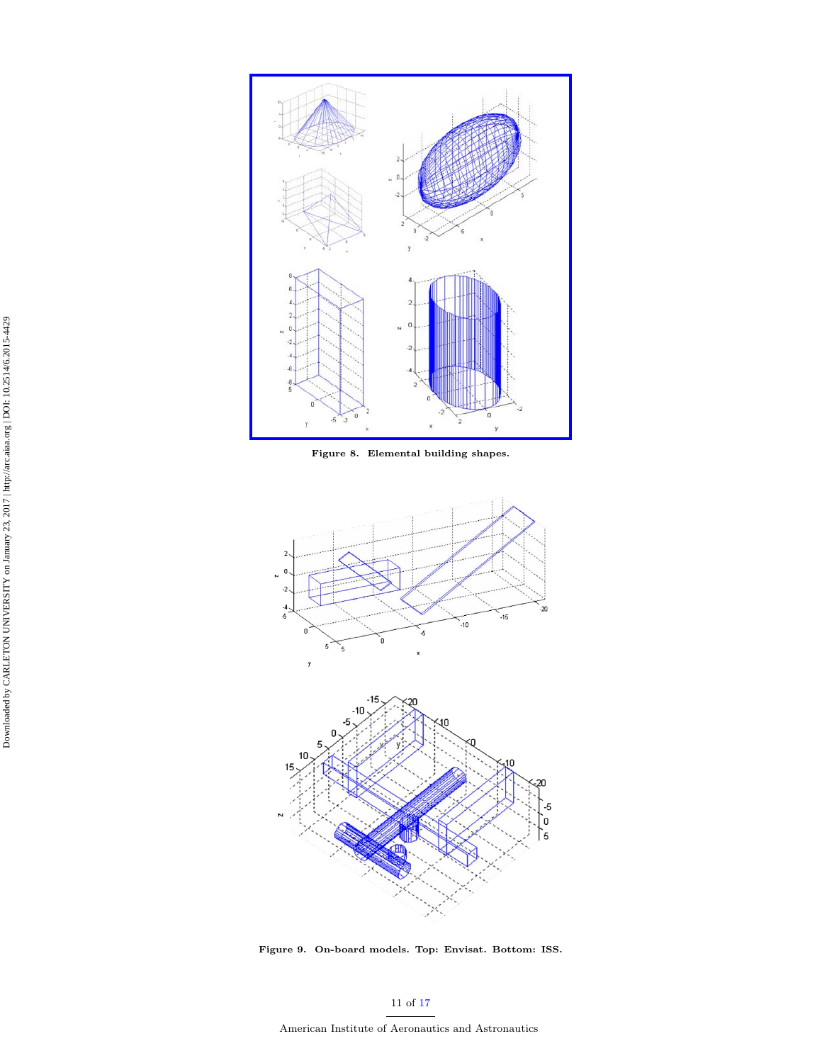Figure 8. Elemental building shapes.

Figure 9. On-board models. Top: Envisat. Bottom: ISS.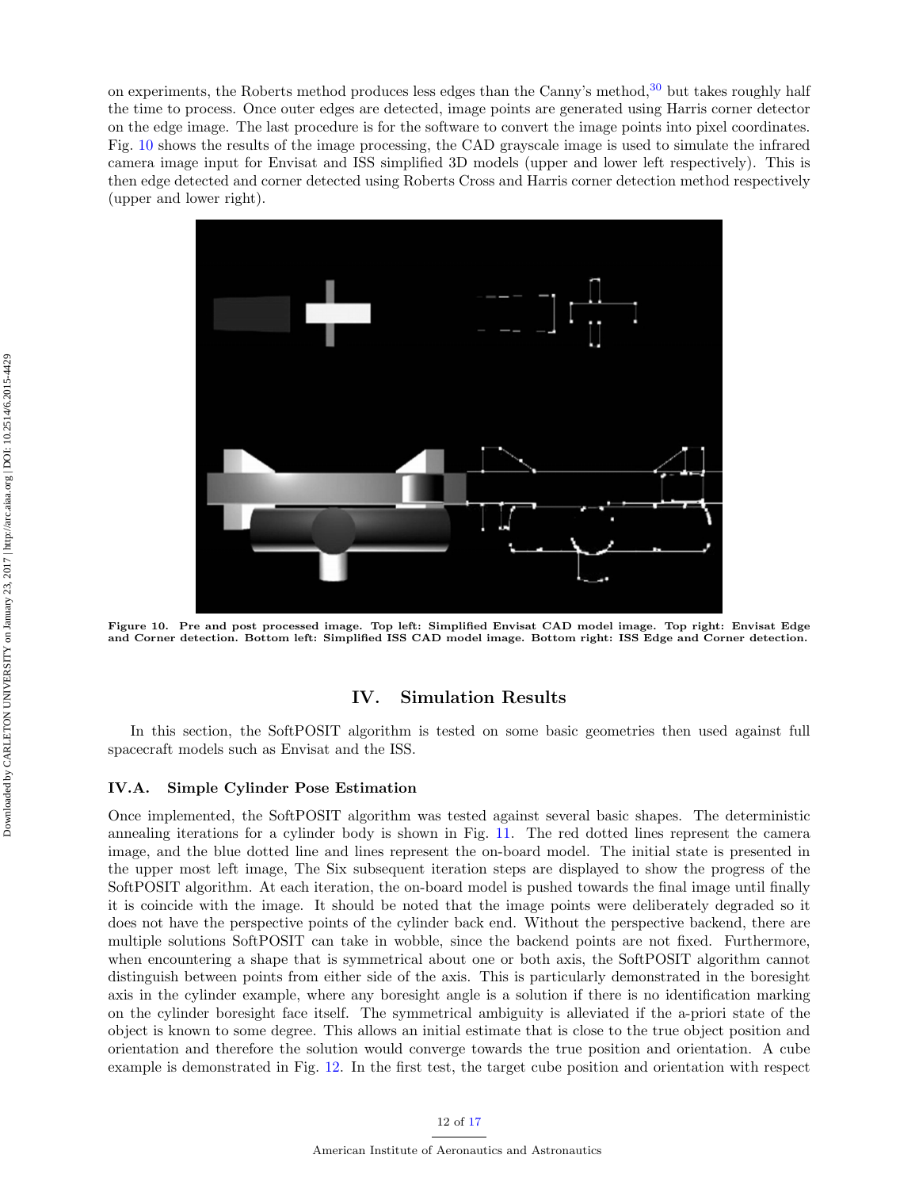on experiments, the Roberts method produces less edges than the Canny's method,[30] but takes roughly half the time to process. Once outer edges are detected, image points are generated using Harris corner detector on the edge image. The last procedure is for the software to convert the image points into pixel coordinates. Fig. 10 shows the results of the image processing, the CAD grayscale image is used to simulate the infrared camera image input for Envisat and ISS simplified 3D models (upper and lower left respectively). This is then edge detected and corner detected using Roberts Cross and Harris corner detection method respectively (upper and lower right).

**Figure 10. Pre and post processed image. Top left: Simplified Envisat CAD model image. Top right: Envisat Edge and Corner detection. Bottom left: Simplified ISS CAD model image. Bottom right: ISS Edge and Corner detection.**

# IV. Simulation Results

In this section, the SoftPOSIT algorithm is tested on some basic geometries then used against full spacecraft models such as Envisat and the ISS.

## IV.A. Simple Cylinder Pose Estimation

Once implemented, the SoftPOSIT algorithm was tested against several basic shapes. The deterministic annealing iterations for a cylinder body is shown in Fig. 11. The red dotted lines represent the camera image, and the blue dotted line and lines represent the on-board model. The initial state is presented in the upper most left image, The Six subsequent iteration steps are displayed to show the progress of the SoftPOSIT algorithm. At each iteration, the on-board model is pushed towards the final image until finally it is coincide with the image. It should be noted that the image points were deliberately degraded so it does not have the perspective points of the cylinder back end. Without the perspective backend, there are multiple solutions SoftPOSIT can take in wobble, since the backend points are not fixed. Furthermore, when encountering a shape that is symmetrical about one or both axis, the SoftPOSIT algorithm cannot distinguish between points from either side of the axis. This is particularly demonstrated in the boresight axis in the cylinder example, where any boresight angle is a solution if there is no identification marking on the cylinder boresight face itself. The symmetrical ambiguity is alleviated if the a-priori state of the object is known to some degree. This allows an initial estimate that is close to the true object position and orientation and therefore the solution would converge towards the true position and orientation. A cube example is demonstrated in Fig. 12. In the first test, the target cube position and orientation with respect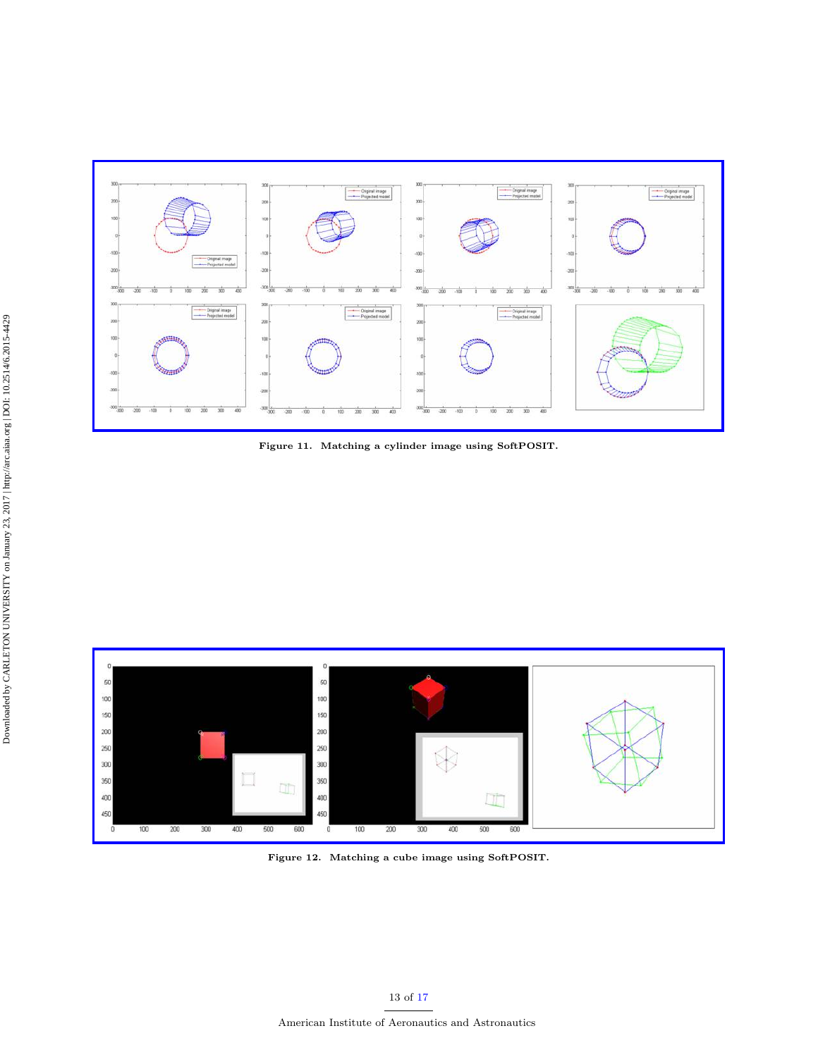Figure 11. Matching a cylinder image using SoftPOSIT.

Figure 12. Matching a cube image using SoftPOSIT.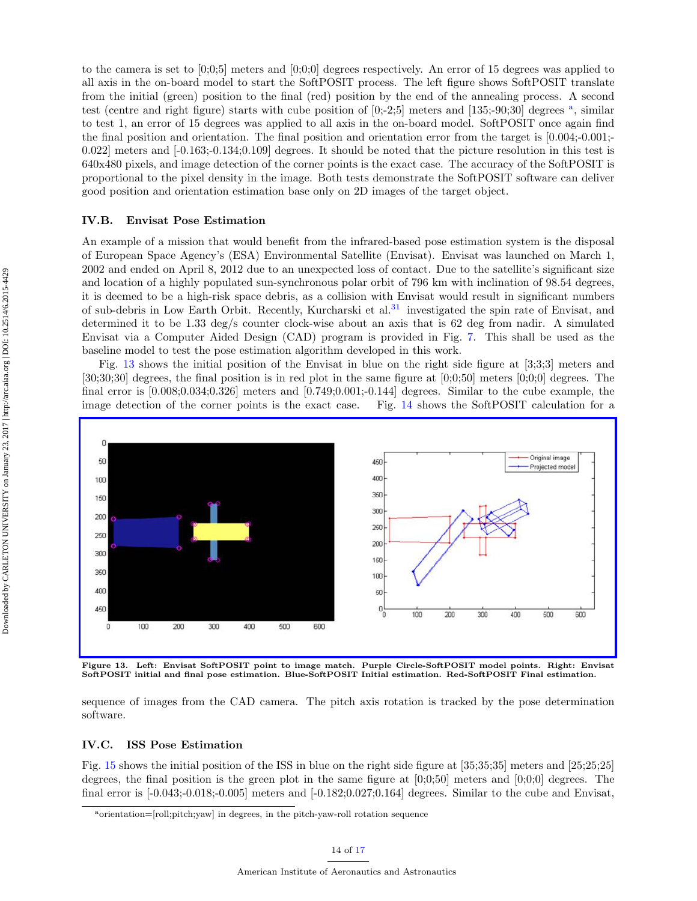to the camera is set to [0;0;5] meters and [0;0;0] degrees respectively. An error of 15 degrees was applied to all axis in the on-board model to start the SoftPOSIT process. The left figure shows SoftPOSIT translate from the initial (green) position to the final (red) position by the end of the annealing process. A second test (centre and right figure) starts with cube position of [0;-2;5] meters and [135;-90;30] degrees [a], similar to test 1, an error of 15 degrees was applied to all axis in the on-board model. SoftPOSIT once again find the final position and orientation. The final position and orientation error from the target is [0.004;-0.001;-0.022] meters and [-0.163;-0.134;0.109] degrees. It should be noted that the picture resolution in this test is 640x480 pixels, and image detection of the corner points is the exact case. The accuracy of the SoftPOSIT is proportional to the pixel density in the image. Both tests demonstrate the SoftPOSIT software can deliver good position and orientation estimation base only on 2D images of the target object.

## IV.B. Envisat Pose Estimation

An example of a mission that would benefit from the infrared-based pose estimation system is the disposal of European Space Agency's (ESA) Environmental Satellite (Envisat). Envisat was launched on March 1, 2002 and ended on April 8, 2012 due to an unexpected loss of contact. Due to the satellite's significant size and location of a highly populated sun-synchronous polar orbit of 796 km with inclination of 98.54 degrees, it is deemed to be a high-risk space debris, as a collision with Envisat would result in significant numbers of sub-debris in Low Earth Orbit. Recently, Kurcharski et al.[31] investigated the spin rate of Envisat, and determined it to be 1.33 deg/s counter clock-wise about an axis that is 62 deg from nadir. A simulated Envisat via a Computer Aided Design (CAD) program is provided in Fig. 7. This shall be used as the baseline model to test the pose estimation algorithm developed in this work.

Fig. 13 shows the initial position of the Envisat in blue on the right side figure at [3;3;3] meters and [30;30;30] degrees, the final position is in red plot in the same figure at [0;0;50] meters [0;0;0] degrees. The final error is [0.008;0.034;0.326] meters and [0.749;0.001;-0.144] degrees. Similar to the cube example, the image detection of the corner points is the exact case. Fig. 14 shows the SoftPOSIT calculation for a sequence of images from the CAD camera. The pitch axis rotation is tracked by the pose determination software.

**Figure 13. Left: Envisat SoftPOSIT point to image match. Purple Circle-SoftPOSIT model points. Right: Envisat SoftPOSIT initial and final pose estimation. Blue-SoftPOSIT Initial estimation. Red-SoftPOSIT Final estimation.**

## IV.C. ISS Pose Estimation

Fig. 15 shows the initial position of the ISS in blue on the right side figure at [35;35;35] meters and [25;25;25] degrees, the final position is the green plot in the same figure at [0;0;50] meters and [0;0;0] degrees. The final error is [-0.043;-0.018;-0.005] meters and [-0.182;0.027;0.164] degrees. Similar to the cube and Envisat,

[a] orientation=[roll;pitch;yaw] in degrees, in the pitch-yaw-roll rotation sequence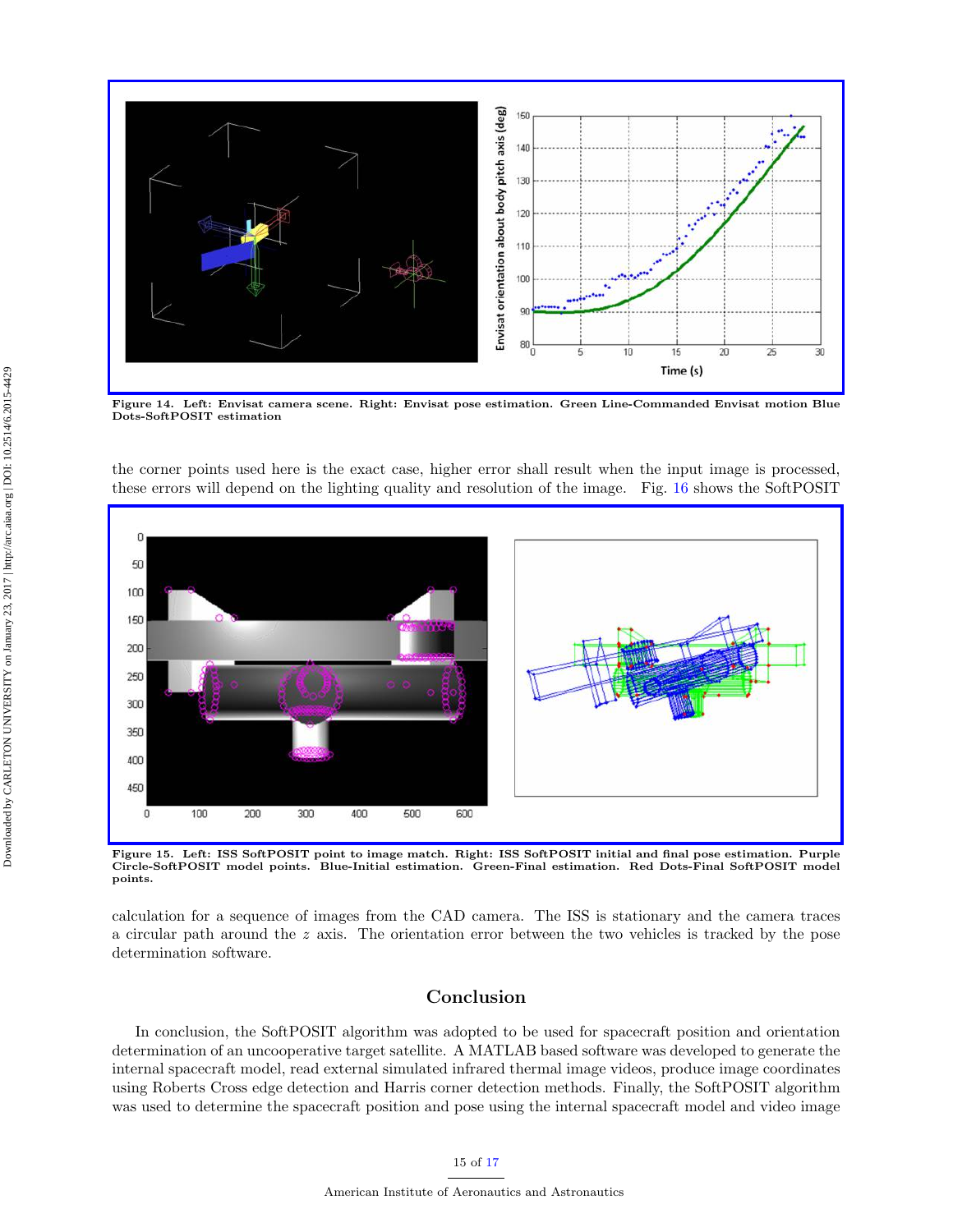Figure 14. Left: Envisat camera scene. Right: Envisat pose estimation. Green Line-Commanded Envisat motion Blue Dots-SoftPOSIT estimation

the corner points used here is the exact case, higher error shall result when the input image is processed, these errors will depend on the lighting quality and resolution of the image. Fig. 16 shows the SoftPOSIT

Figure 15. Left: ISS SoftPOSIT point to image match. Right: ISS SoftPOSIT initial and final pose estimation. Purple Circle-SoftPOSIT model points. Blue-Initial estimation. Green-Final estimation. Red Dots-Final SoftPOSIT model points.

calculation for a sequence of images from the CAD camera. The ISS is stationary and the camera traces a circular path around the $z$ axis. The orientation error between the two vehicles is tracked by the pose determination software.

## Conclusion

In conclusion, the SoftPOSIT algorithm was adopted to be used for spacecraft position and orientation determination of an uncooperative target satellite. A MATLAB based software was developed to generate the internal spacecraft model, read external simulated infrared thermal image videos, produce image coordinates using Roberts Cross edge detection and Harris corner detection methods. Finally, the SoftPOSIT algorithm was used to determine the spacecraft position and pose using the internal spacecraft model and video image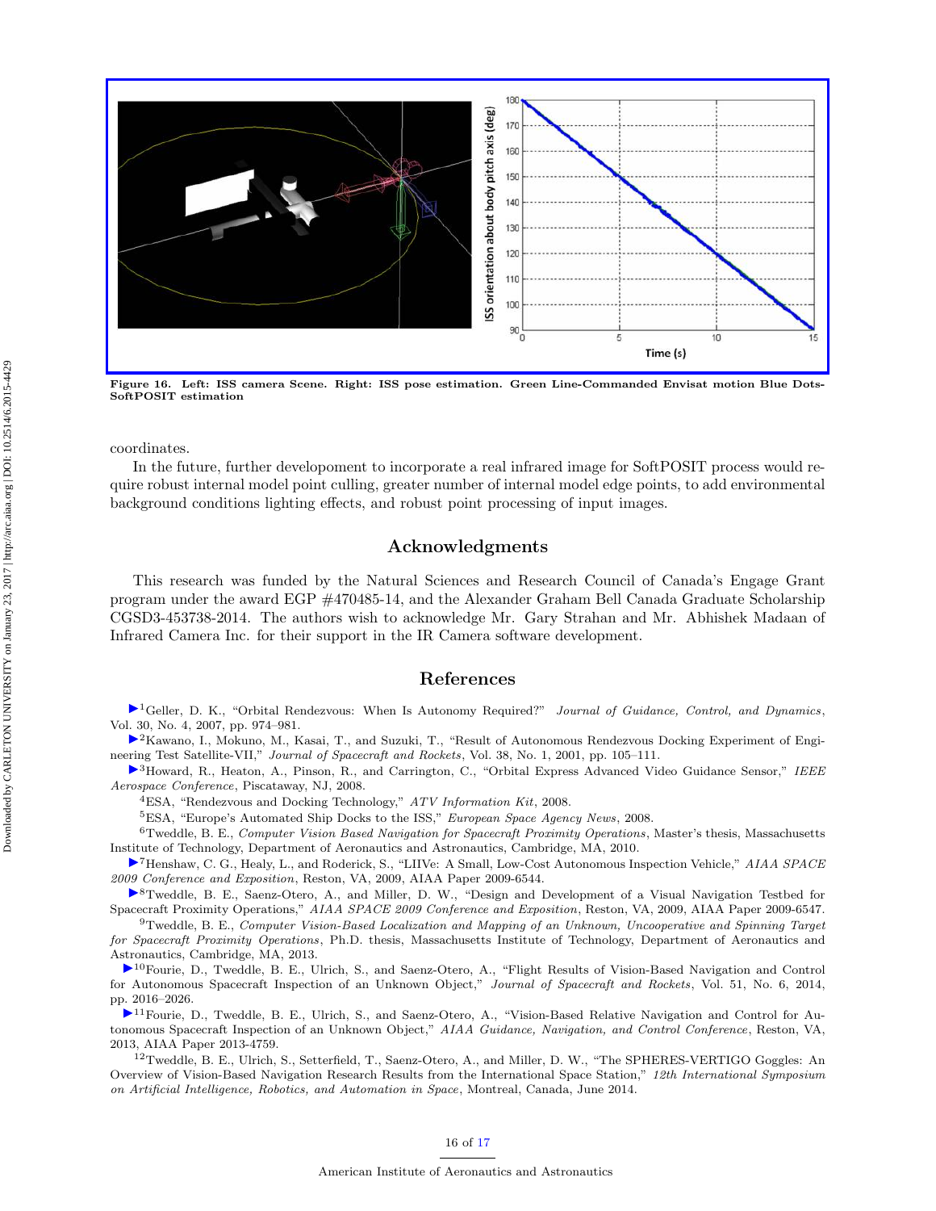Figure 16. Left: ISS camera Scene. Right: ISS pose estimation. Green Line-Commanded Envisat motion Blue Dots-SoftPOSIT estimation

coordinates.

In the future, further developoment to incorporate a real infrared image for SoftPOSIT process would require robust internal model point culling, greater number of internal model edge points, to add environmental background conditions lighting effects, and robust point processing of input images.

## Acknowledgments

This research was funded by the Natural Sciences and Research Council of Canada's Engage Grant program under the award EGP #470485-14, and the Alexander Graham Bell Canada Graduate Scholarship CGSD3-453738-2014. The authors wish to acknowledge Mr. Gary Strahan and Mr. Abhishek Madaan of Infrared Camera Inc. for their support in the IR Camera software development.

## References

[1]Geller, D. K., "Orbital Rendezvous: When Is Autonomy Required?" *Journal of Guidance, Control, and Dynamics*, Vol. 30, No. 4, 2007, pp. 974–981.

[2]Kawano, I., Mokuno, M., Kasai, T., and Suzuki, T., "Result of Autonomous Rendezvous Docking Experiment of Engineering Test Satellite-VII," *Journal of Spacecraft and Rockets*, Vol. 38, No. 1, 2001, pp. 105–111.

[3]Howard, R., Heaton, A., Pinson, R., and Carrington, C., "Orbital Express Advanced Video Guidance Sensor," *IEEE Aerospace Conference*, Piscataway, NJ, 2008.

[4]ESA, "Rendezvous and Docking Technology," *ATV Information Kit*, 2008.

[5]ESA, "Europe's Automated Ship Docks to the ISS," *European Space Agency News*, 2008.

[6]Tweddle, B. E., *Computer Vision Based Navigation for Spacecraft Proximity Operations*, Master's thesis, Massachusetts Institute of Technology, Department of Aeronautics and Astronautics, Cambridge, MA, 2010.

[7]Henshaw, C. G., Healy, L., and Roderick, S., "LIIVe: A Small, Low-Cost Autonomous Inspection Vehicle," *AIAA SPACE 2009 Conference and Exposition*, Reston, VA, 2009, AIAA Paper 2009-6544.

[8]Tweddle, B. E., Saenz-Otero, A., and Miller, D. W., "Design and Development of a Visual Navigation Testbed for Spacecraft Proximity Operations," *AIAA SPACE 2009 Conference and Exposition*, Reston, VA, 2009, AIAA Paper 2009-6547.

[9]Tweddle, B. E., *Computer Vision-Based Localization and Mapping of an Unknown, Uncooperative and Spinning Target for Spacecraft Proximity Operations*, Ph.D. thesis, Massachusetts Institute of Technology, Department of Aeronautics and Astronautics, Cambridge, MA, 2013.

[10]Fourie, D., Tweddle, B. E., Ulrich, S., and Saenz-Otero, A., "Flight Results of Vision-Based Navigation and Control for Autonomous Spacecraft Inspection of an Unknown Object," *Journal of Spacecraft and Rockets*, Vol. 51, No. 6, 2014, pp. 2016–2026.

[11]Fourie, D., Tweddle, B. E., Ulrich, S., and Saenz-Otero, A., "Vision-Based Relative Navigation and Control for Autonomous Spacecraft Inspection of an Unknown Object," *AIAA Guidance, Navigation, and Control Conference*, Reston, VA, 2013, AIAA Paper 2013-4759.

[12]Tweddle, B. E., Ulrich, S., Setterfield, T., Saenz-Otero, A., and Miller, D. W., "The SPHERES-VERTIGO Goggles: An Overview of Vision-Based Navigation Research Results from the International Space Station," *12th International Symposium on Artificial Intelligence, Robotics, and Automation in Space*, Montreal, Canada, June 2014.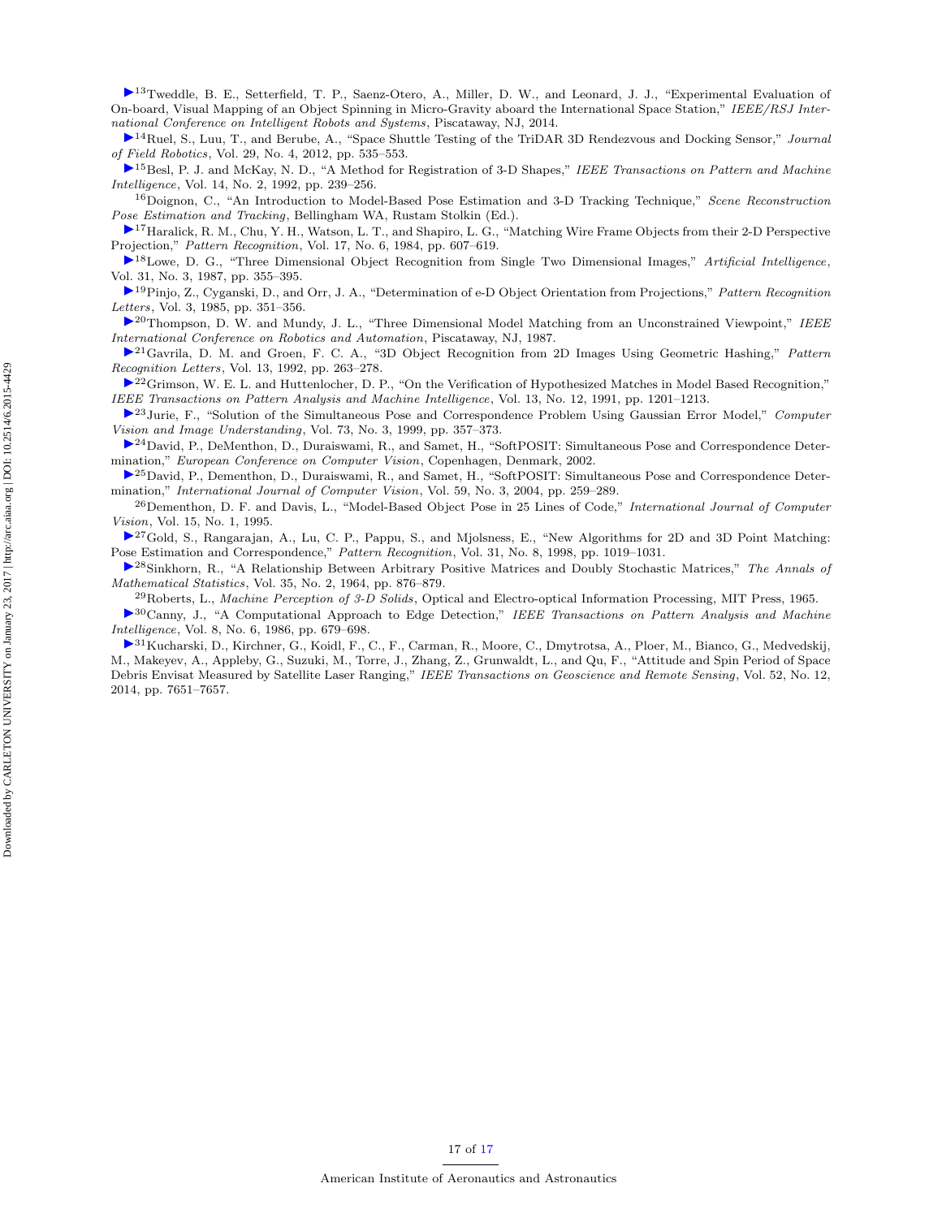[13] Tweddle, B. E., Setterfield, T. P., Saenz-Otero, A., Miller, D. W., and Leonard, J. J., "Experimental Evaluation of On-board, Visual Mapping of an Object Spinning in Micro-Gravity aboard the International Space Station," *IEEE/RSJ International Conference on Intelligent Robots and Systems*, Piscataway, NJ, 2014.

[14] Ruel, S., Luu, T., and Berube, A., "Space Shuttle Testing of the TriDAR 3D Rendezvous and Docking Sensor," *Journal of Field Robotics*, Vol. 29, No. 4, 2012, pp. 535–553.

[15] Besl, P. J. and McKay, N. D., "A Method for Registration of 3-D Shapes," *IEEE Transactions on Pattern and Machine Intelligence*, Vol. 14, No. 2, 1992, pp. 239–256.

[16] Doignon, C., "An Introduction to Model-Based Pose Estimation and 3-D Tracking Technique," *Scene Reconstruction Pose Estimation and Tracking*, Bellingham WA, Rustam Stolkin (Ed.).

[17] Haralick, R. M., Chu, Y. H., Watson, L. T., and Shapiro, L. G., "Matching Wire Frame Objects from their 2-D Perspective Projection," *Pattern Recognition*, Vol. 17, No. 6, 1984, pp. 607–619.

[18] Lowe, D. G., "Three Dimensional Object Recognition from Single Two Dimensional Images," *Artificial Intelligence*, Vol. 31, No. 3, 1987, pp. 355–395.

[19] Pinjo, Z., Cyganski, D., and Orr, J. A., "Determination of e-D Object Orientation from Projections," *Pattern Recognition Letters*, Vol. 3, 1985, pp. 351–356.

[20] Thompson, D. W. and Mundy, J. L., "Three Dimensional Model Matching from an Unconstrained Viewpoint," *IEEE International Conference on Robotics and Automation*, Piscataway, NJ, 1987.

[21] Gavrila, D. M. and Groen, F. C. A., "3D Object Recognition from 2D Images Using Geometric Hashing," *Pattern Recognition Letters*, Vol. 13, 1992, pp. 263–278.

[22] Grimson, W. E. L. and Huttenlocher, D. P., "On the Verification of Hypothesized Matches in Model Based Recognition," *IEEE Transactions on Pattern Analysis and Machine Intelligence*, Vol. 13, No. 12, 1991, pp. 1201–1213.

[23] Jurie, F., "Solution of the Simultaneous Pose and Correspondence Problem Using Gaussian Error Model," *Computer Vision and Image Understanding*, Vol. 73, No. 3, 1999, pp. 357–373.

[24] David, P., DeMenthon, D., Duraiswami, R., and Samet, H., "SoftPOSIT: Simultaneous Pose and Correspondence Determination," *European Conference on Computer Vision*, Copenhagen, Denmark, 2002.

[25] David, P., Dementhon, D., Duraiswami, R., and Samet, H., "SoftPOSIT: Simultaneous Pose and Correspondence Determination," *International Journal of Computer Vision*, Vol. 59, No. 3, 2004, pp. 259–289.

[26] Dementhon, D. F. and Davis, L., "Model-Based Object Pose in 25 Lines of Code," *International Journal of Computer Vision*, Vol. 15, No. 1, 1995.

[27] Gold, S., Rangarajan, A., Lu, C. P., Pappu, S., and Mjolsness, E., "New Algorithms for 2D and 3D Point Matching: Pose Estimation and Correspondence," *Pattern Recognition*, Vol. 31, No. 8, 1998, pp. 1019–1031.

[28] Sinkhorn, R., "A Relationship Between Arbitrary Positive Matrices and Doubly Stochastic Matrices," *The Annals of Mathematical Statistics*, Vol. 35, No. 2, 1964, pp. 876–879.

[29] Roberts, L., *Machine Perception of 3-D Solids*, Optical and Electro-optical Information Processing, MIT Press, 1965.

[30] Canny, J., "A Computational Approach to Edge Detection," *IEEE Transactions on Pattern Analysis and Machine Intelligence*, Vol. 8, No. 6, 1986, pp. 679–698.

[31] Kucharski, D., Kirchner, G., Koidl, F., C., F., Carman, R., Moore, C., Dmytrotsa, A., Ploer, M., Bianco, G., Medvedskij, M., Makeyev, A., Appleby, G., Suzuki, M., Torre, J., Zhang, Z., Grunwaldt, L., and Qu, F., "Attitude and Spin Period of Space Debris Envisat Measured by Satellite Laser Ranging," *IEEE Transactions on Geoscience and Remote Sensing*, Vol. 52, No. 12, 2014, pp. 7651–7657.